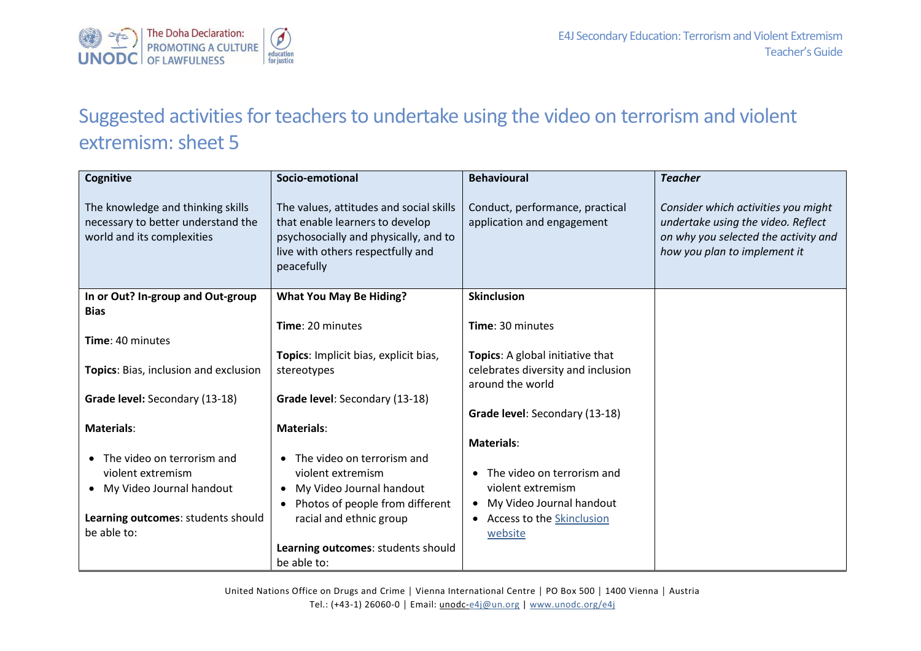# Suggested activities for teachers to undertake using the video on terrorism and violent extremism: sheet 5

| **Cognitive**<br><br>The knowledge and thinking skills necessary to better understand the world and its complexities | **Socio-emotional**<br><br>The values, attitudes and social skills that enable learners to develop psychosocially and physically, and to live with others respectfully and peacefully | **Behavioural**<br><br>Conduct, performance, practical application and engagement | ***Teacher***<br><br>*Consider which activities you might undertake using the video. Reflect on why you selected the activity and how you plan to implement it* |
|---|---|---|---|
| **In or Out? In-group and Out-group Bias**<br><br>**Time**: 40 minutes<br><br>**Topics**: Bias, inclusion and exclusion<br><br>**Grade level:** Secondary (13-18)<br><br>**Materials**:<br><br>• The video on terrorism and violent extremism<br>• My Video Journal handout<br><br>**Learning outcomes**: students should be able to: | **What You May Be Hiding?**<br><br>**Time**: 20 minutes<br><br>**Topics**: Implicit bias, explicit bias, stereotypes<br><br>**Grade level**: Secondary (13-18)<br><br>**Materials**:<br><br>• The video on terrorism and violent extremism<br>• My Video Journal handout<br>• Photos of people from different racial and ethnic group<br><br>**Learning outcomes**: students should be able to: | **Skinclusion**<br><br>**Time**: 30 minutes<br><br>**Topics**: A global initiative that celebrates diversity and inclusion around the world<br><br>**Grade level**: Secondary (13-18)<br><br>**Materials**:<br><br>• The video on terrorism and violent extremism<br>• My Video Journal handout<br>• Access to the Skinclusion website | |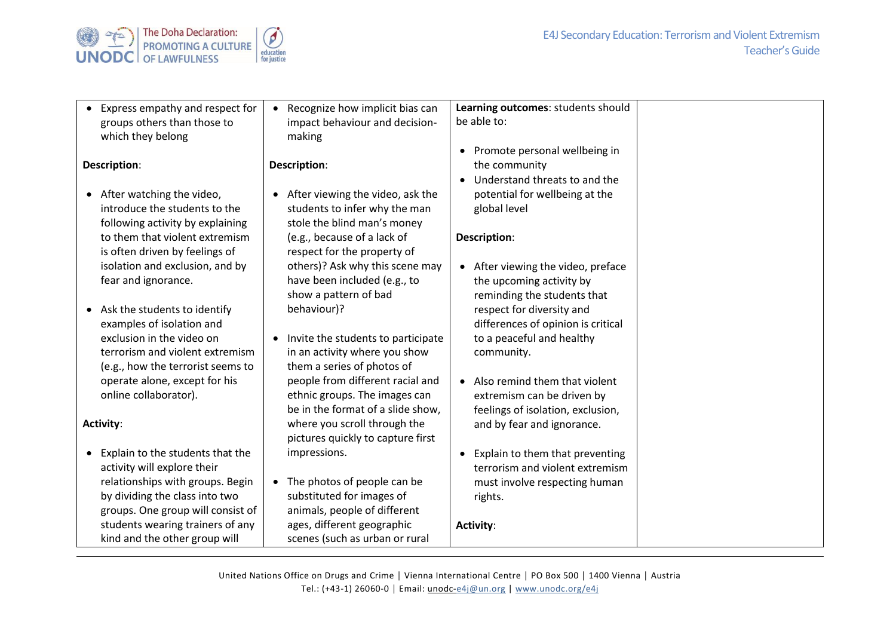| | | | |
|---|---|---|---|
| • Express empathy and respect for groups others than those to which they belong<br><br>**Description**:<br><br>• After watching the video, introduce the students to the following activity by explaining to them that violent extremism is often driven by feelings of isolation and exclusion, and by fear and ignorance.<br><br>• Ask the students to identify examples of isolation and exclusion in the video on terrorism and violent extremism (e.g., how the terrorist seems to operate alone, except for his online collaborator).<br><br>**Activity**:<br><br>• Explain to the students that the activity will explore their relationships with groups. Begin by dividing the class into two groups. One group will consist of students wearing trainers of any kind and the other group will | • Recognize how implicit bias can impact behaviour and decision-making<br><br>**Description**:<br><br>• After viewing the video, ask the students to infer why the man stole the blind man's money (e.g., because of a lack of respect for the property of others)? Ask why this scene may have been included (e.g., to show a pattern of bad behaviour)?<br><br>• Invite the students to participate in an activity where you show them a series of photos of people from different racial and ethnic groups. The images can be in the format of a slide show, where you scroll through the pictures quickly to capture first impressions.<br><br>• The photos of people can be substituted for images of animals, people of different ages, different geographic scenes (such as urban or rural | **Learning outcomes**: students should be able to:<br><br>• Promote personal wellbeing in the community<br>• Understand threats to and the potential for wellbeing at the global level<br><br>**Description**:<br><br>• After viewing the video, preface the upcoming activity by reminding the students that respect for diversity and differences of opinion is critical to a peaceful and healthy community.<br><br>• Also remind them that violent extremism can be driven by feelings of isolation, exclusion, and by fear and ignorance.<br><br>• Explain to them that preventing terrorism and violent extremism must involve respecting human rights.<br><br>**Activity**: | |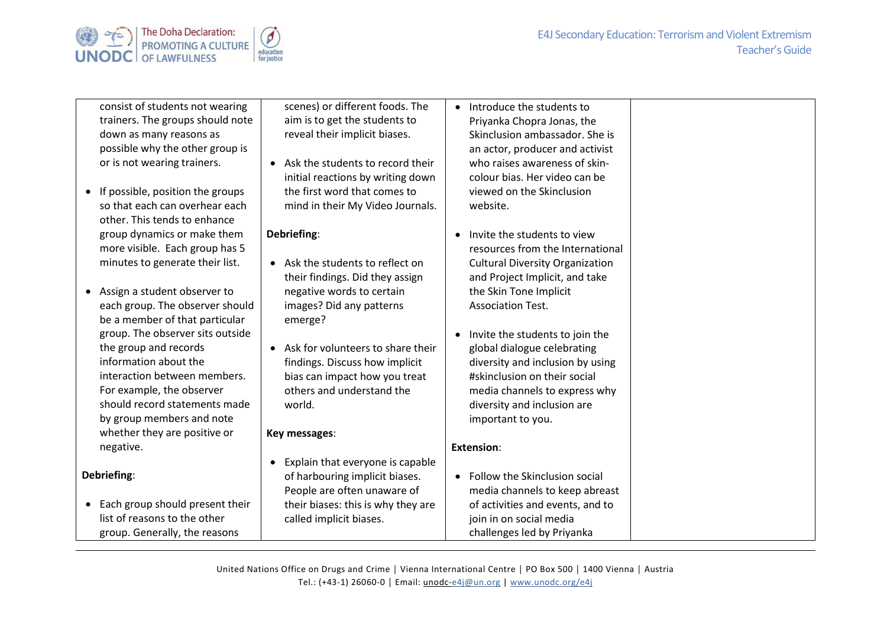| | | | |
|---|---|---|---|
| consist of students not wearing trainers. The groups should note down as many reasons as possible why the other group is or is not wearing trainers.<br><br>• If possible, position the groups so that each can overhear each other. This tends to enhance group dynamics or make them more visible. Each group has 5 minutes to generate their list.<br><br>• Assign a student observer to each group. The observer should be a member of that particular group. The observer sits outside the group and records information about the interaction between members. For example, the observer should record statements made by group members and note whether they are positive or negative.<br><br>**Debriefing**:<br><br>• Each group should present their list of reasons to the other group. Generally, the reasons | scenes) or different foods. The aim is to get the students to reveal their implicit biases.<br><br>• Ask the students to record their initial reactions by writing down the first word that comes to mind in their My Video Journals.<br><br>**Debriefing**:<br><br>• Ask the students to reflect on their findings. Did they assign negative words to certain images? Did any patterns emerge?<br><br>• Ask for volunteers to share their findings. Discuss how implicit bias can impact how you treat others and understand the world.<br><br>**Key messages**:<br><br>• Explain that everyone is capable of harbouring implicit biases. People are often unaware of their biases: this is why they are called implicit biases. | • Introduce the students to Priyanka Chopra Jonas, the Skinclusion ambassador. She is an actor, producer and activist who raises awareness of skin-colour bias. Her video can be viewed on the Skinclusion website.<br><br>• Invite the students to view resources from the International Cultural Diversity Organization and Project Implicit, and take the Skin Tone Implicit Association Test.<br><br>• Invite the students to join the global dialogue celebrating diversity and inclusion by using #skinclusion on their social media channels to express why diversity and inclusion are important to you.<br><br>**Extension**:<br><br>• Follow the Skinclusion social media channels to keep abreast of activities and events, and to join in on social media challenges led by Priyanka | |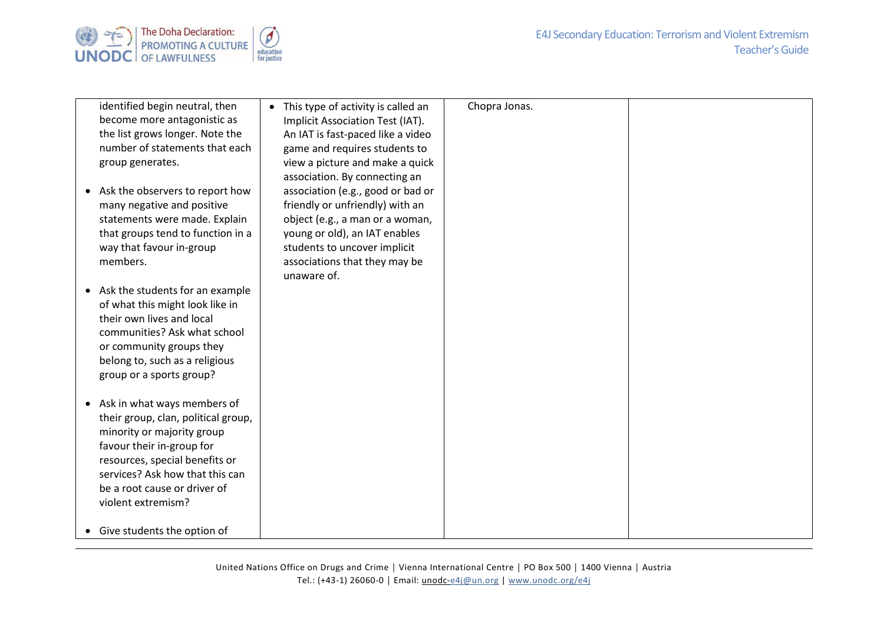| | | | |
|---|---|---|---|
| identified begin neutral, then become more antagonistic as the list grows longer. Note the number of statements that each group generates.<br><br>• Ask the observers to report how many negative and positive statements were made. Explain that groups tend to function in a way that favour in-group members.<br><br>• Ask the students for an example of what this might look like in their own lives and local communities? Ask what school or community groups they belong to, such as a religious group or a sports group?<br><br>• Ask in what ways members of their group, clan, political group, minority or majority group favour their in-group for resources, special benefits or services? Ask how that this can be a root cause or driver of violent extremism?<br><br>• Give students the option of | • This type of activity is called an Implicit Association Test (IAT). An IAT is fast-paced like a video game and requires students to view a picture and make a quick association. By connecting an association (e.g., good or bad or friendly or unfriendly) with an object (e.g., a man or a woman, young or old), an IAT enables students to uncover implicit associations that they may be unaware of. | Chopra Jonas. | |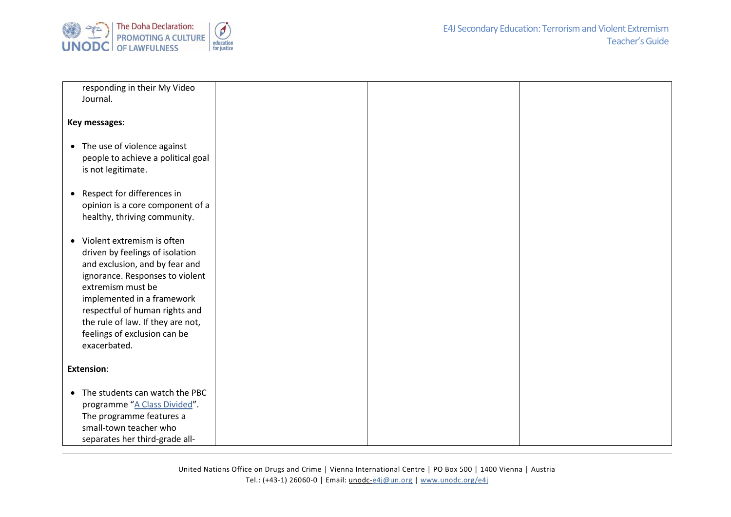| | | | |
|---|---|---|---|
| responding in their My Video Journal.<br><br>**Key messages**:<br><br>• The use of violence against people to achieve a political goal is not legitimate.<br><br>• Respect for differences in opinion is a core component of a healthy, thriving community.<br><br>• Violent extremism is often driven by feelings of isolation and exclusion, and by fear and ignorance. Responses to violent extremism must be implemented in a framework respectful of human rights and the rule of law. If they are not, feelings of exclusion can be exacerbated.<br><br>**Extension**:<br><br>• The students can watch the PBC programme "A Class Divided". The programme features a small-town teacher who separates her third-grade all- | | | |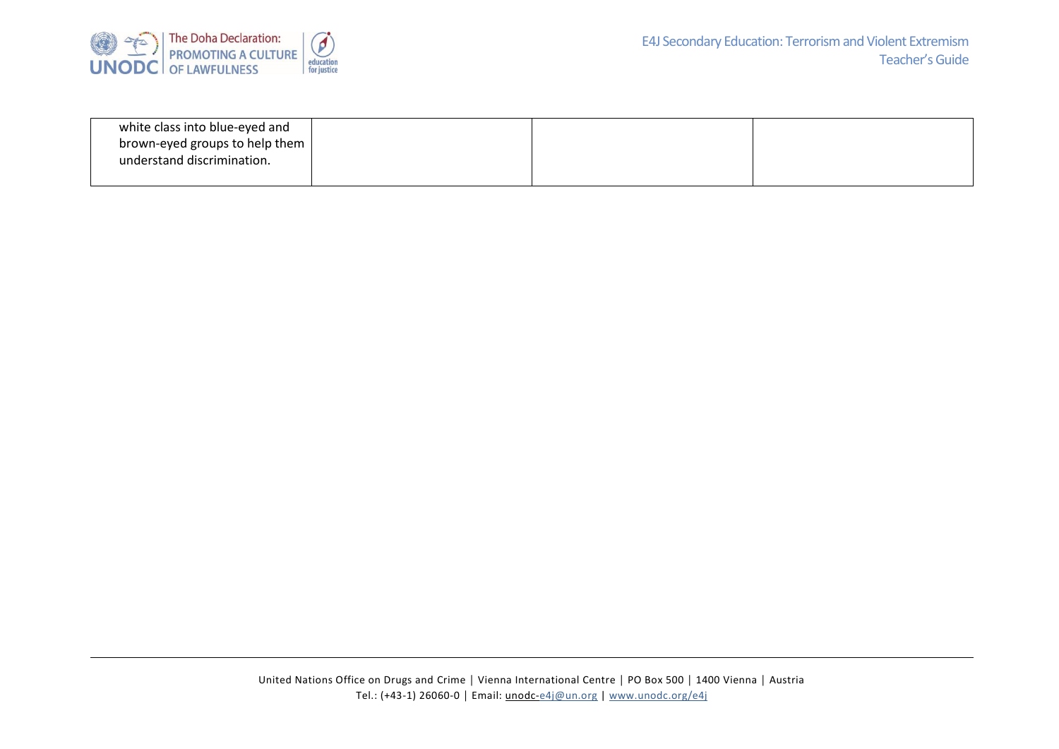| | | | |
|---|---|---|---|
| white class into blue-eyed and brown-eyed groups to help them understand discrimination. | | | |